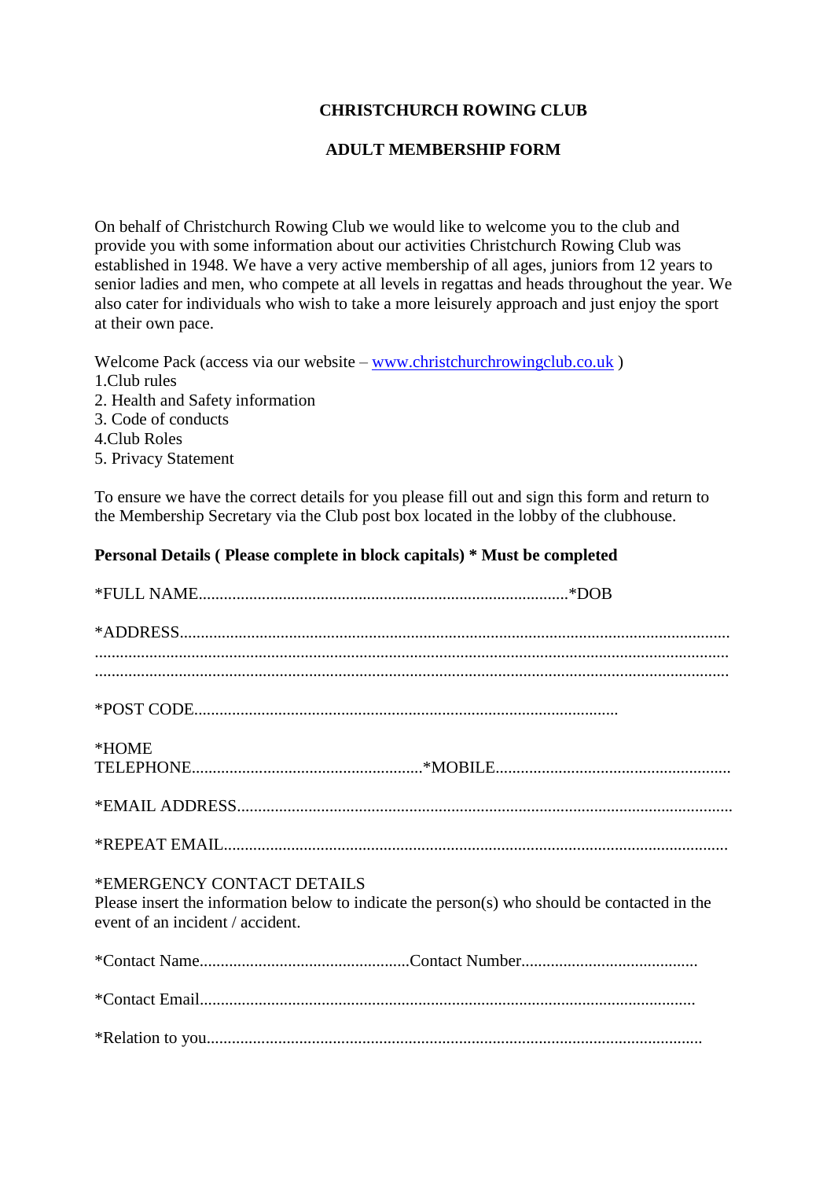# CHRISTCHURCH ROWING CLUB

## ADULT MEMBERSHIP FORM

On behalf of Christchurch Rowing Club we would like to welcome you to the club and provide you with some information about our activities Christchurch Rowing Club was established in 1948. We have a very active membership of all ages, juniors from 12 years to senior ladies and men, who compete at all levels in regattas and heads throughout the year. We also cater for individuals who wish to take a more leisurely approach and just enjoy the sport at their own pace.

Welcome Pack (access via our website – [www.christchurchrowingclub.co.uk](http://www.christchurchrowingclub.co.uk) )
1.Club rules
2. Health and Safety information
3. Code of conducts
4.Club Roles
5. Privacy Statement

To ensure we have the correct details for you please fill out and sign this form and return to the Membership Secretary via the Club post box located in the lobby of the clubhouse.

**Personal Details ( Please complete in block capitals) * Must be completed**

*FULL NAME.......................................................................................*DOB

*ADDRESS..................................................................................................................................
.....................................................................................................................................................
.....................................................................................................................................................

*POST CODE....................................................................................................

*HOME TELEPHONE.......................................................*MOBILE........................................................

*EMAIL ADDRESS.....................................................................................................................

*REPEAT EMAIL.......................................................................................................................

*EMERGENCY CONTACT DETAILS
Please insert the information below to indicate the person(s) who should be contacted in the event of an incident / accident.

*Contact Name..................................................Contact Number..........................................

*Contact Email.....................................................................................................................

*Relation to you.....................................................................................................................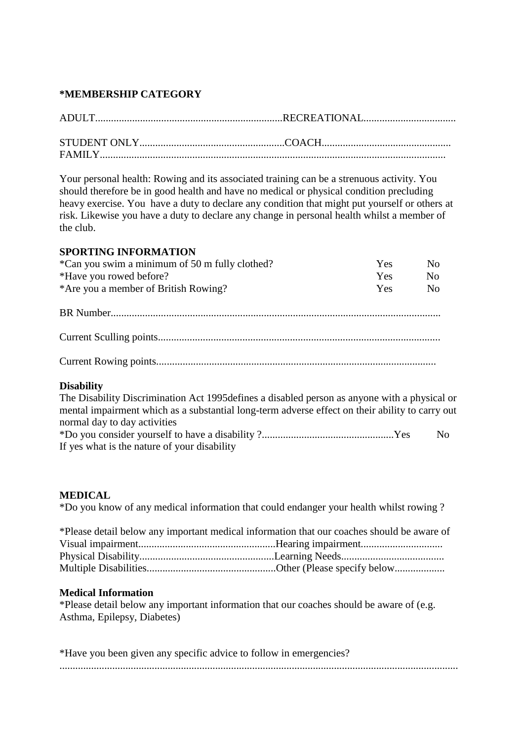**\*MEMBERSHIP CATEGORY**

ADULT......................................................................RECREATIONAL...................................

STUDENT ONLY.......................................................COACH.................................................
FAMILY..................................................................................................................................

Your personal health: Rowing and its associated training can be a strenuous activity. You should therefore be in good health and have no medical or physical condition precluding heavy exercise. You have a duty to declare any condition that might put yourself or others at risk. Likewise you have a duty to declare any change in personal health whilst a member of the club.

**SPORTING INFORMATION**

| | | |
|---|---|---|
| \*Can you swim a minimum of 50 m fully clothed? | Yes | No |
| \*Have you rowed before? | Yes | No |
| \*Are you a member of British Rowing? | Yes | No |

BR Number..........................................................................................................................

Current Sculling points.........................................................................................................

Current Rowing points........................................................................................................

**Disability**

The Disability Discrimination Act 1995defines a disabled person as anyone with a physical or mental impairment which as a substantial long-term adverse effect on their ability to carry out normal day to day activities

\*Do you consider yourself to have a disability ?.................................................Yes No

If yes what is the nature of your disability

**MEDICAL**

\*Do you know of any medical information that could endanger your health whilst rowing ?

\*Please detail below any important medical information that our coaches should be aware of
Visual impairment...................................................Hearing impairment..............................
Physical Disability...................................................Learning Needs.......................................
Multiple Disabilities................................................Other (Please specify below..................

**Medical Information**

\*Please detail below any important information that our coaches should be aware of (e.g. Asthma, Epilepsy, Diabetes)

\*Have you been given any specific advice to follow in emergencies?
.....................................................................................................................................................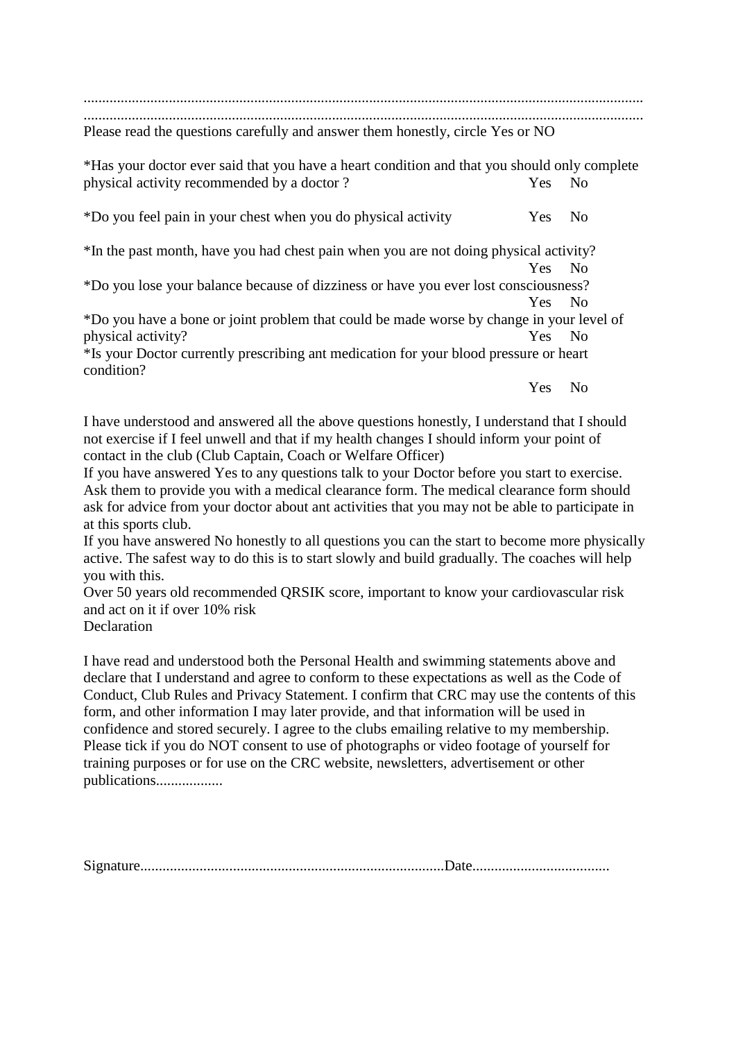......................................................................................................................................................

......................................................................................................................................................

Please read the questions carefully and answer them honestly, circle Yes or NO

*Has your doctor ever said that you have a heart condition and that you should only complete physical activity recommended by a doctor ? Yes No

*Do you feel pain in your chest when you do physical activity Yes No

*In the past month, have you had chest pain when you are not doing physical activity? Yes No

*Do you lose your balance because of dizziness or have you ever lost consciousness? Yes No

*Do you have a bone or joint problem that could be made worse by change in your level of physical activity? Yes No

*Is your Doctor currently prescribing ant medication for your blood pressure or heart condition? Yes No

I have understood and answered all the above questions honestly, I understand that I should not exercise if I feel unwell and that if my health changes I should inform your point of contact in the club (Club Captain, Coach or Welfare Officer)

If you have answered Yes to any questions talk to your Doctor before you start to exercise. Ask them to provide you with a medical clearance form. The medical clearance form should ask for advice from your doctor about ant activities that you may not be able to participate in at this sports club.

If you have answered No honestly to all questions you can the start to become more physically active. The safest way to do this is to start slowly and build gradually. The coaches will help you with this.

Over 50 years old recommended QRSIK score, important to know your cardiovascular risk and act on it if over 10% risk

Declaration

I have read and understood both the Personal Health and swimming statements above and declare that I understand and agree to conform to these expectations as well as the Code of Conduct, Club Rules and Privacy Statement. I confirm that CRC may use the contents of this form, and other information I may later provide, and that information will be used in confidence and stored securely. I agree to the clubs emailing relative to my membership. Please tick if you do NOT consent to use of photographs or video footage of yourself for training purposes or for use on the CRC website, newsletters, advertisement or other publications..................

Signature.................................................................................Date.....................................